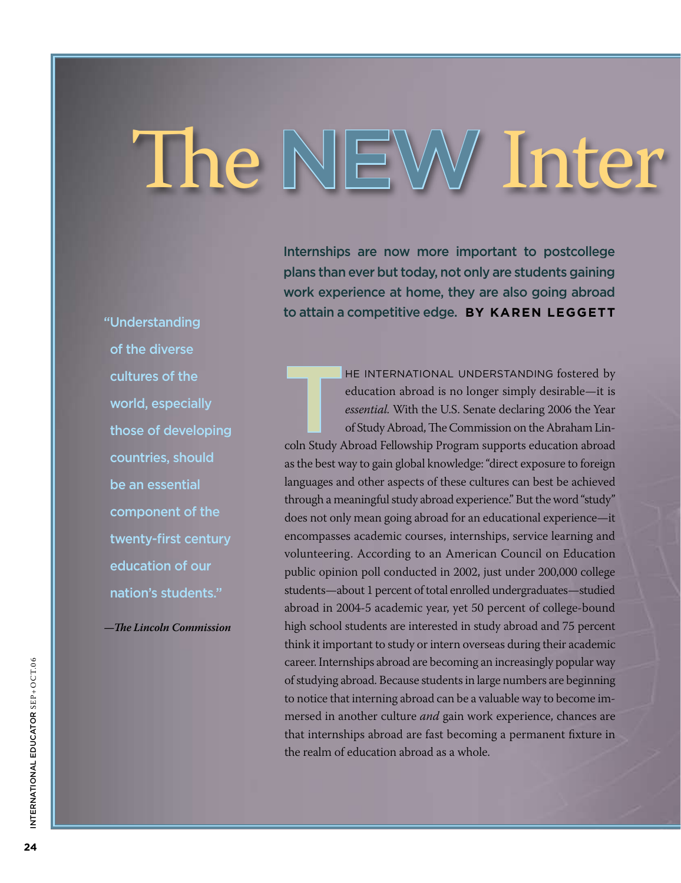# The NEW Inter

Internships are now more important to postcollege plans than ever but today, not only are students gaining work experience at home, they are also going abroad to attain a competitive edge. **BY KAREN LEGGETT**

> "Understanding of the diverse cultures of the world, especially those of developing countries, should be an essential component of the twenty-first century education of our nation's students."
>
> —*The Lincoln Commission*

THE INTERNATIONAL UNDERSTANDING fostered by education abroad is no longer simply desirable—it is *essential.* With the U.S. Senate declaring 2006 the Year of Study Abroad, The Commission on the Abraham Lincoln Study Abroad Fellowship Program supports education abroad as the best way to gain global knowledge: "direct exposure to foreign languages and other aspects of these cultures can best be achieved through a meaningful study abroad experience." But the word "study" does not only mean going abroad for an educational experience—it encompasses academic courses, internships, service learning and volunteering. According to an American Council on Education public opinion poll conducted in 2002, just under 200,000 college students—about 1 percent of total enrolled undergraduates—studied abroad in 2004-5 academic year, yet 50 percent of college-bound high school students are interested in study abroad and 75 percent think it important to study or intern overseas during their academic career. Internships abroad are becoming an increasingly popular way of studying abroad. Because students in large numbers are beginning to notice that interning abroad can be a valuable way to become immersed in another culture *and* gain work experience, chances are that internships abroad are fast becoming a permanent fixture in the realm of education abroad as a whole.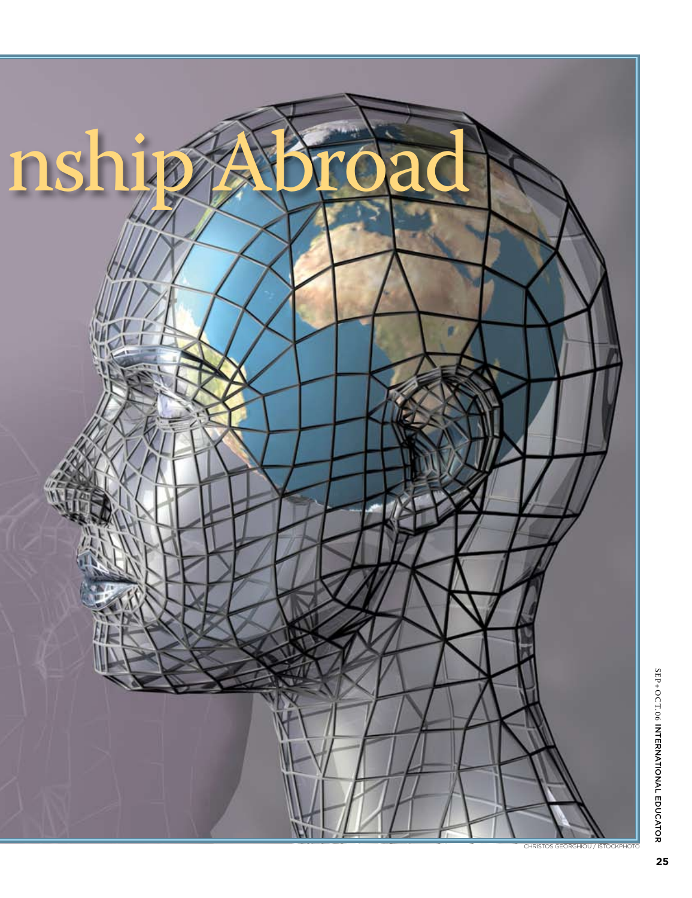# nship Abroad

CHRISTOS GEORGHIOU / ISTOCKPHOTO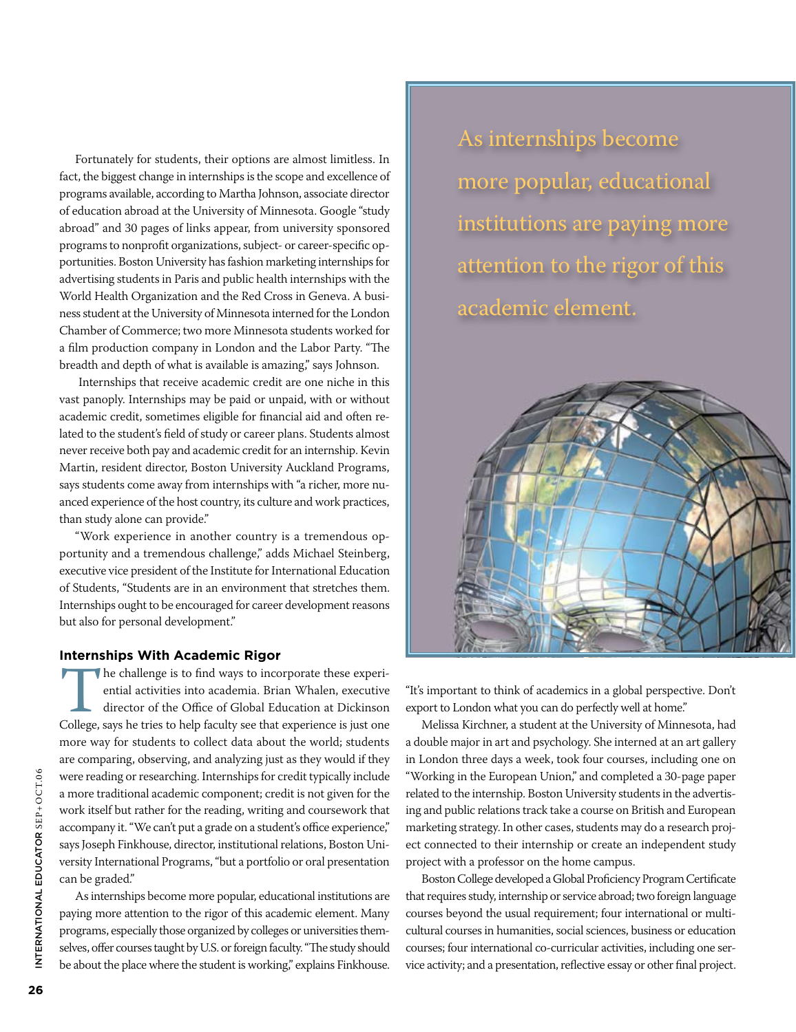Fortunately for students, their options are almost limitless. In fact, the biggest change in internships is the scope and excellence of programs available, according to Martha Johnson, associate director of education abroad at the University of Minnesota. Google "study abroad" and 30 pages of links appear, from university sponsored programs to nonprofit organizations, subject- or career-specific opportunities. Boston University has fashion marketing internships for advertising students in Paris and public health internships with the World Health Organization and the Red Cross in Geneva. A business student at the University of Minnesota interned for the London Chamber of Commerce; two more Minnesota students worked for a film production company in London and the Labor Party. "The breadth and depth of what is available is amazing," says Johnson.

Internships that receive academic credit are one niche in this vast panoply. Internships may be paid or unpaid, with or without academic credit, sometimes eligible for financial aid and often related to the student's field of study or career plans. Students almost never receive both pay and academic credit for an internship. Kevin Martin, resident director, Boston University Auckland Programs, says students come away from internships with "a richer, more nuanced experience of the host country, its culture and work practices, than study alone can provide."

"Work experience in another country is a tremendous opportunity and a tremendous challenge," adds Michael Steinberg, executive vice president of the Institute for International Education of Students, "Students are in an environment that stretches them. Internships ought to be encouraged for career development reasons but also for personal development."

> As internships become more popular, educational institutions are paying more attention to the rigor of this academic element.

### Internships With Academic Rigor

The challenge is to find ways to incorporate these experiential activities into academia. Brian Whalen, executive director of the Office of Global Education at Dickinson College, says he tries to help faculty see that experience is just one more way for students to collect data about the world; students are comparing, observing, and analyzing just as they would if they were reading or researching. Internships for credit typically include a more traditional academic component; credit is not given for the work itself but rather for the reading, writing and coursework that accompany it. "We can't put a grade on a student's office experience," says Joseph Finkhouse, director, institutional relations, Boston University International Programs, "but a portfolio or oral presentation can be graded."

As internships become more popular, educational institutions are paying more attention to the rigor of this academic element. Many programs, especially those organized by colleges or universities themselves, offer courses taught by U.S. or foreign faculty. "The study should be about the place where the student is working," explains Finkhouse. "It's important to think of academics in a global perspective. Don't export to London what you can do perfectly well at home."

Melissa Kirchner, a student at the University of Minnesota, had a double major in art and psychology. She interned at an art gallery in London three days a week, took four courses, including one on "Working in the European Union," and completed a 30-page paper related to the internship. Boston University students in the advertising and public relations track take a course on British and European marketing strategy. In other cases, students may do a research project connected to their internship or create an independent study project with a professor on the home campus.

Boston College developed a Global Proficiency Program Certificate that requires study, internship or service abroad; two foreign language courses beyond the usual requirement; four international or multicultural courses in humanities, social sciences, business or education courses; four international co-curricular activities, including one service activity; and a presentation, reflective essay or other final project.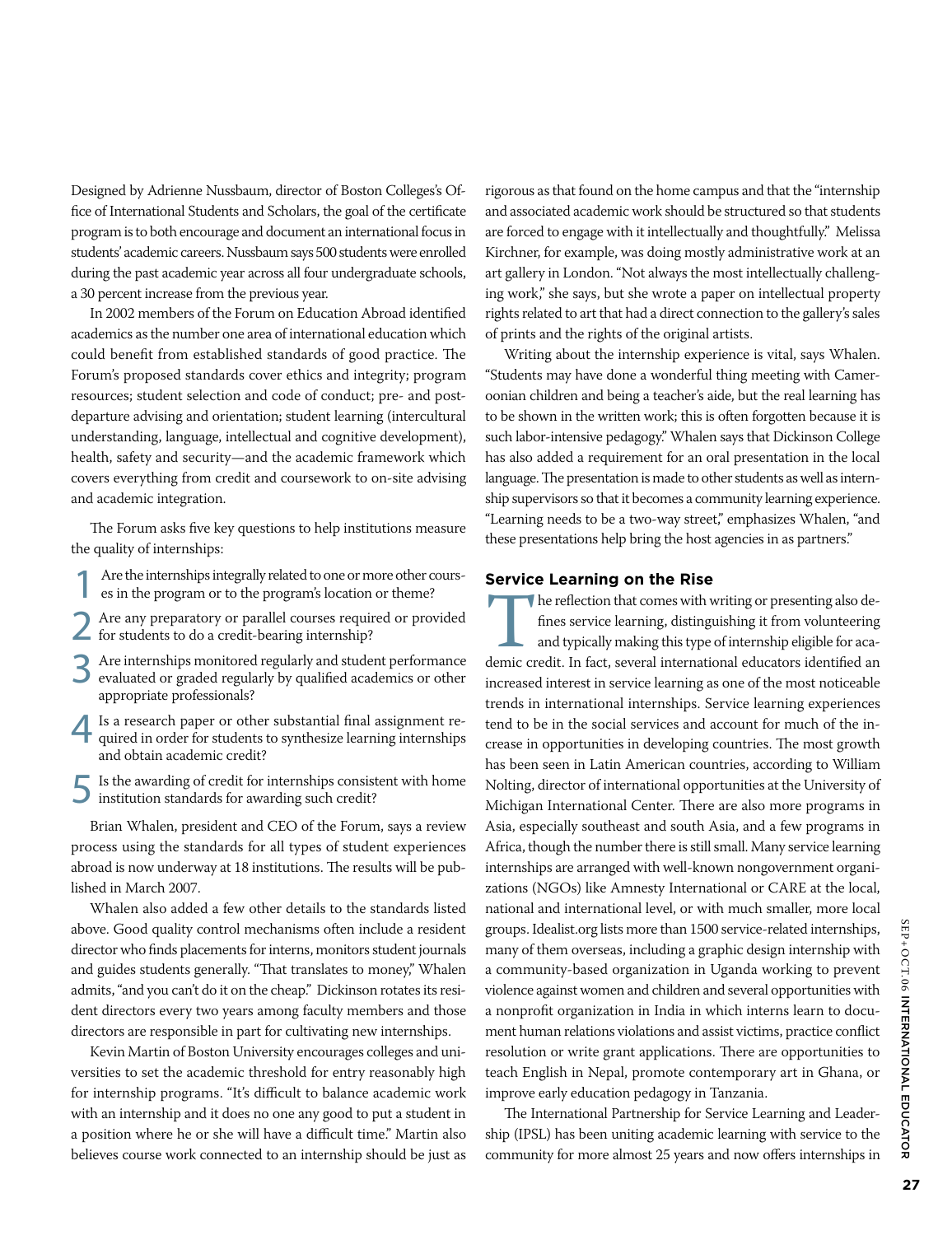Designed by Adrienne Nussbaum, director of Boston Colleges's Office of International Students and Scholars, the goal of the certificate program is to both encourage and document an international focus in students' academic careers. Nussbaum says 500 students were enrolled during the past academic year across all four undergraduate schools, a 30 percent increase from the previous year.

In 2002 members of the Forum on Education Abroad identified academics as the number one area of international education which could benefit from established standards of good practice. The Forum's proposed standards cover ethics and integrity; program resources; student selection and code of conduct; pre- and post-departure advising and orientation; student learning (intercultural understanding, language, intellectual and cognitive development), health, safety and security—and the academic framework which covers everything from credit and coursework to on-site advising and academic integration.

The Forum asks five key questions to help institutions measure the quality of internships:

1. Are the internships integrally related to one or more other courses in the program or to the program's location or theme?
2. Are any preparatory or parallel courses required or provided for students to do a credit-bearing internship?
3. Are internships monitored regularly and student performance evaluated or graded regularly by qualified academics or other appropriate professionals?
4. Is a research paper or other substantial final assignment required in order for students to synthesize learning internships and obtain academic credit?
5. Is the awarding of credit for internships consistent with home institution standards for awarding such credit?

Brian Whalen, president and CEO of the Forum, says a review process using the standards for all types of student experiences abroad is now underway at 18 institutions. The results will be published in March 2007.

Whalen also added a few other details to the standards listed above. Good quality control mechanisms often include a resident director who finds placements for interns, monitors student journals and guides students generally. "That translates to money," Whalen admits, "and you can't do it on the cheap." Dickinson rotates its resident directors every two years among faculty members and those directors are responsible in part for cultivating new internships.

Kevin Martin of Boston University encourages colleges and universities to set the academic threshold for entry reasonably high for internship programs. "It's difficult to balance academic work with an internship and it does no one any good to put a student in a position where he or she will have a difficult time." Martin also believes course work connected to an internship should be just as rigorous as that found on the home campus and that the "internship and associated academic work should be structured so that students are forced to engage with it intellectually and thoughtfully." Melissa Kirchner, for example, was doing mostly administrative work at an art gallery in London. "Not always the most intellectually challenging work," she says, but she wrote a paper on intellectual property rights related to art that had a direct connection to the gallery's sales of prints and the rights of the original artists.

Writing about the internship experience is vital, says Whalen. "Students may have done a wonderful thing meeting with Cameroonian children and being a teacher's aide, but the real learning has to be shown in the written work; this is often forgotten because it is such labor-intensive pedagogy." Whalen says that Dickinson College has also added a requirement for an oral presentation in the local language. The presentation is made to other students as well as internship supervisors so that it becomes a community learning experience. "Learning needs to be a two-way street," emphasizes Whalen, "and these presentations help bring the host agencies in as partners."

## Service Learning on the Rise

The reflection that comes with writing or presenting also defines service learning, distinguishing it from volunteering and typically making this type of internship eligible for academic credit. In fact, several international educators identified an increased interest in service learning as one of the most noticeable trends in international internships. Service learning experiences tend to be in the social services and account for much of the increase in opportunities in developing countries. The most growth has been seen in Latin American countries, according to William Nolting, director of international opportunities at the University of Michigan International Center. There are also more programs in Asia, especially southeast and south Asia, and a few programs in Africa, though the number there is still small. Many service learning internships are arranged with well-known nongovernment organizations (NGOs) like Amnesty International or CARE at the local, national and international level, or with much smaller, more local groups. Idealist.org lists more than 1500 service-related internships, many of them overseas, including a graphic design internship with a community-based organization in Uganda working to prevent violence against women and children and several opportunities with a nonprofit organization in India in which interns learn to document human relations violations and assist victims, practice conflict resolution or write grant applications. There are opportunities to teach English in Nepal, promote contemporary art in Ghana, or improve early education pedagogy in Tanzania.

The International Partnership for Service Learning and Leadership (IPSL) has been uniting academic learning with service to the community for more almost 25 years and now offers internships in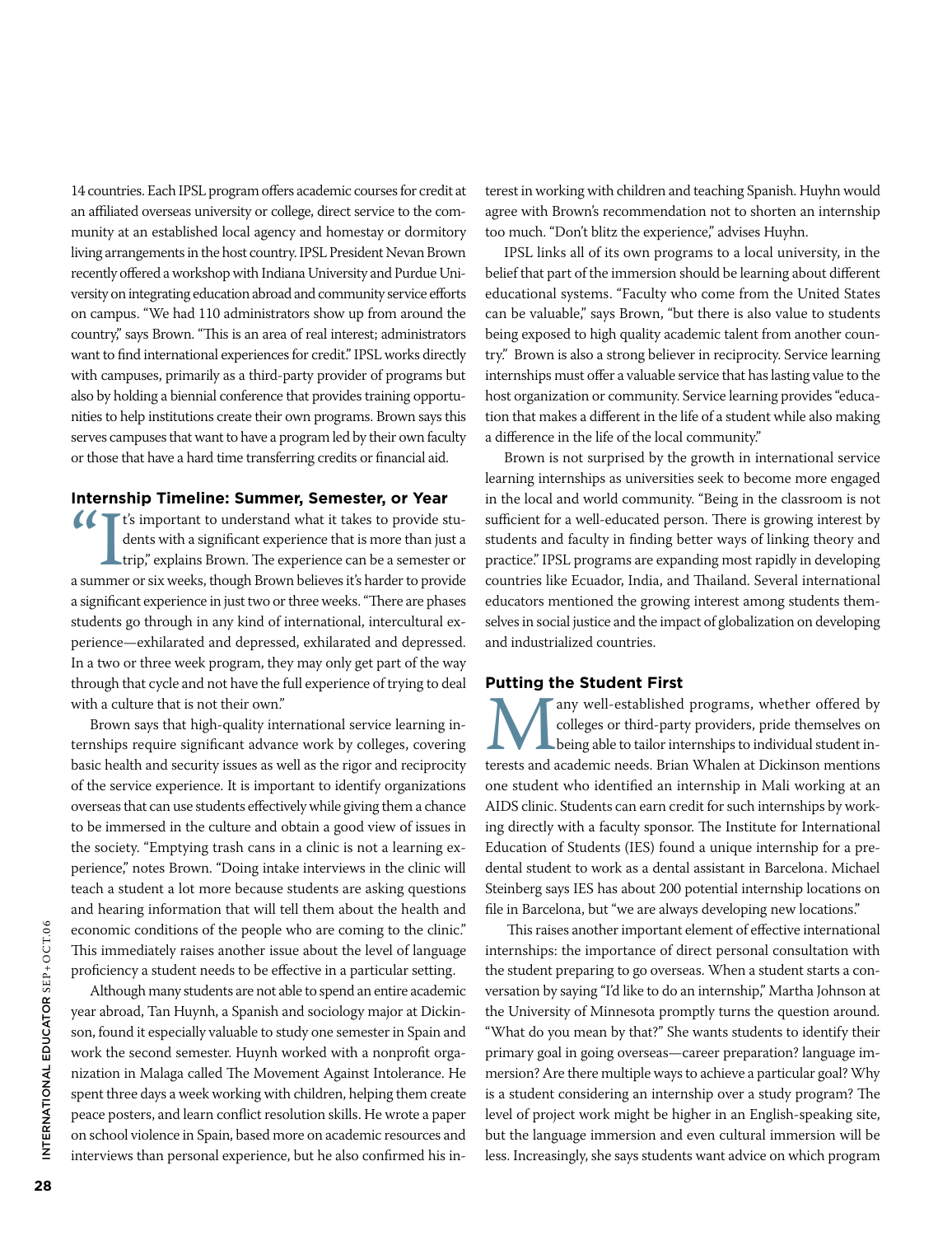14 countries. Each IPSL program offers academic courses for credit at an affiliated overseas university or college, direct service to the community at an established local agency and homestay or dormitory living arrangements in the host country. IPSL President Nevan Brown recently offered a workshop with Indiana University and Purdue University on integrating education abroad and community service efforts on campus. "We had 110 administrators show up from around the country," says Brown. "This is an area of real interest; administrators want to find international experiences for credit." IPSL works directly with campuses, primarily as a third-party provider of programs but also by holding a biennial conference that provides training opportunities to help institutions create their own programs. Brown says this serves campuses that want to have a program led by their own faculty or those that have a hard time transferring credits or financial aid.

## Internship Timeline: Summer, Semester, or Year

"It's important to understand what it takes to provide students with a significant experience that is more than just a trip," explains Brown. The experience can be a semester or a summer or six weeks, though Brown believes it's harder to provide a significant experience in just two or three weeks. "There are phases students go through in any kind of international, intercultural experience—exhilarated and depressed, exhilarated and depressed. In a two or three week program, they may only get part of the way through that cycle and not have the full experience of trying to deal with a culture that is not their own."

Brown says that high-quality international service learning internships require significant advance work by colleges, covering basic health and security issues as well as the rigor and reciprocity of the service experience. It is important to identify organizations overseas that can use students effectively while giving them a chance to be immersed in the culture and obtain a good view of issues in the society. "Emptying trash cans in a clinic is not a learning experience," notes Brown. "Doing intake interviews in the clinic will teach a student a lot more because students are asking questions and hearing information that will tell them about the health and economic conditions of the people who are coming to the clinic." This immediately raises another issue about the level of language proficiency a student needs to be effective in a particular setting.

Although many students are not able to spend an entire academic year abroad, Tan Huynh, a Spanish and sociology major at Dickinson, found it especially valuable to study one semester in Spain and work the second semester. Huynh worked with a nonprofit organization in Malaga called The Movement Against Intolerance. He spent three days a week working with children, helping them create peace posters, and learn conflict resolution skills. He wrote a paper on school violence in Spain, based more on academic resources and interviews than personal experience, but he also confirmed his interest in working with children and teaching Spanish. Huyhn would agree with Brown's recommendation not to shorten an internship too much. "Don't blitz the experience," advises Huyhn.

IPSL links all of its own programs to a local university, in the belief that part of the immersion should be learning about different educational systems. "Faculty who come from the United States can be valuable," says Brown, "but there is also value to students being exposed to high quality academic talent from another country." Brown is also a strong believer in reciprocity. Service learning internships must offer a valuable service that has lasting value to the host organization or community. Service learning provides "education that makes a different in the life of a student while also making a difference in the life of the local community."

Brown is not surprised by the growth in international service learning internships as universities seek to become more engaged in the local and world community. "Being in the classroom is not sufficient for a well-educated person. There is growing interest by students and faculty in finding better ways of linking theory and practice." IPSL programs are expanding most rapidly in developing countries like Ecuador, India, and Thailand. Several international educators mentioned the growing interest among students themselves in social justice and the impact of globalization on developing and industrialized countries.

## Putting the Student First

Many well-established programs, whether offered by colleges or third-party providers, pride themselves on being able to tailor internships to individual student interests and academic needs. Brian Whalen at Dickinson mentions one student who identified an internship in Mali working at an AIDS clinic. Students can earn credit for such internships by working directly with a faculty sponsor. The Institute for International Education of Students (IES) found a unique internship for a predental student to work as a dental assistant in Barcelona. Michael Steinberg says IES has about 200 potential internship locations on file in Barcelona, but "we are always developing new locations."

This raises another important element of effective international internships: the importance of direct personal consultation with the student preparing to go overseas. When a student starts a conversation by saying "I'd like to do an internship," Martha Johnson at the University of Minnesota promptly turns the question around. "What do you mean by that?" She wants students to identify their primary goal in going overseas—career preparation? language immersion? Are there multiple ways to achieve a particular goal? Why is a student considering an internship over a study program? The level of project work might be higher in an English-speaking site, but the language immersion and even cultural immersion will be less. Increasingly, she says students want advice on which program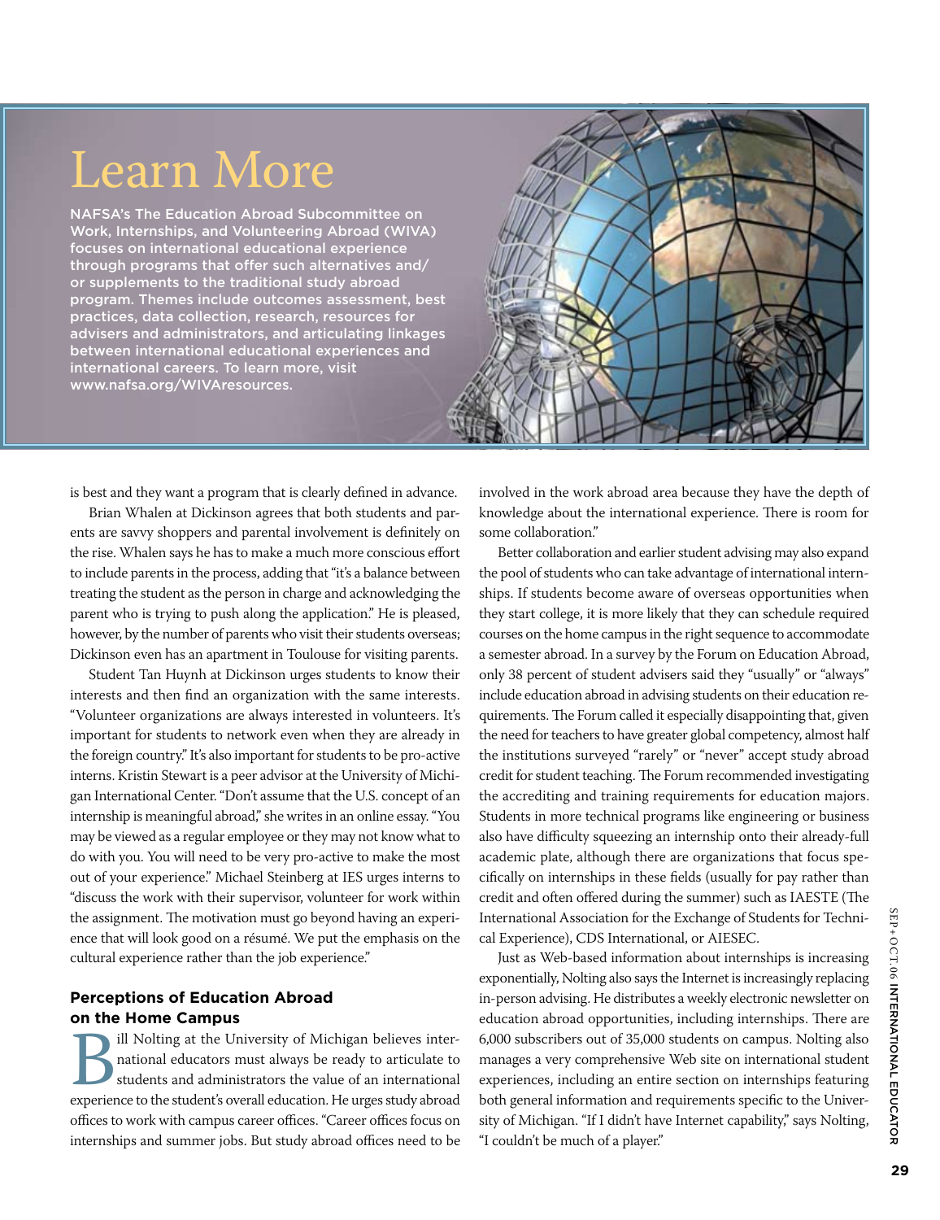## Learn More

NAFSA's The Education Abroad Subcommittee on Work, Internships, and Volunteering Abroad (WIVA) focuses on international educational experience through programs that offer such alternatives and/or supplements to the traditional study abroad program. Themes include outcomes assessment, best practices, data collection, research, resources for advisers and administrators, and articulating linkages between international educational experiences and international careers. To learn more, visit www.nafsa.org/WIVAresources.

is best and they want a program that is clearly defined in advance.

Brian Whalen at Dickinson agrees that both students and parents are savvy shoppers and parental involvement is definitely on the rise. Whalen says he has to make a much more conscious effort to include parents in the process, adding that "it's a balance between treating the student as the person in charge and acknowledging the parent who is trying to push along the application." He is pleased, however, by the number of parents who visit their students overseas; Dickinson even has an apartment in Toulouse for visiting parents.

Student Tan Huynh at Dickinson urges students to know their interests and then find an organization with the same interests. "Volunteer organizations are always interested in volunteers. It's important for students to network even when they are already in the foreign country." It's also important for students to be pro-active interns. Kristin Stewart is a peer advisor at the University of Michigan International Center. "Don't assume that the U.S. concept of an internship is meaningful abroad," she writes in an online essay. "You may be viewed as a regular employee or they may not know what to do with you. You will need to be very pro-active to make the most out of your experience." Michael Steinberg at IES urges interns to "discuss the work with their supervisor, volunteer for work within the assignment. The motivation must go beyond having an experience that will look good on a résumé. We put the emphasis on the cultural experience rather than the job experience."

### Perceptions of Education Abroad on the Home Campus

Bill Nolting at the University of Michigan believes international educators must always be ready to articulate to students and administrators the value of an international experience to the student's overall education. He urges study abroad offices to work with campus career offices. "Career offices focus on internships and summer jobs. But study abroad offices need to be involved in the work abroad area because they have the depth of knowledge about the international experience. There is room for some collaboration."

Better collaboration and earlier student advising may also expand the pool of students who can take advantage of international internships. If students become aware of overseas opportunities when they start college, it is more likely that they can schedule required courses on the home campus in the right sequence to accommodate a semester abroad. In a survey by the Forum on Education Abroad, only 38 percent of student advisers said they "usually" or "always" include education abroad in advising students on their education requirements. The Forum called it especially disappointing that, given the need for teachers to have greater global competency, almost half the institutions surveyed "rarely" or "never" accept study abroad credit for student teaching. The Forum recommended investigating the accrediting and training requirements for education majors. Students in more technical programs like engineering or business also have difficulty squeezing an internship onto their already-full academic plate, although there are organizations that focus specifically on internships in these fields (usually for pay rather than credit and often offered during the summer) such as IAESTE (The International Association for the Exchange of Students for Technical Experience), CDS International, or AIESEC.

Just as Web-based information about internships is increasing exponentially, Nolting also says the Internet is increasingly replacing in-person advising. He distributes a weekly electronic newsletter on education abroad opportunities, including internships. There are 6,000 subscribers out of 35,000 students on campus. Nolting also manages a very comprehensive Web site on international student experiences, including an entire section on internships featuring both general information and requirements specific to the University of Michigan. "If I didn't have Internet capability," says Nolting, "I couldn't be much of a player."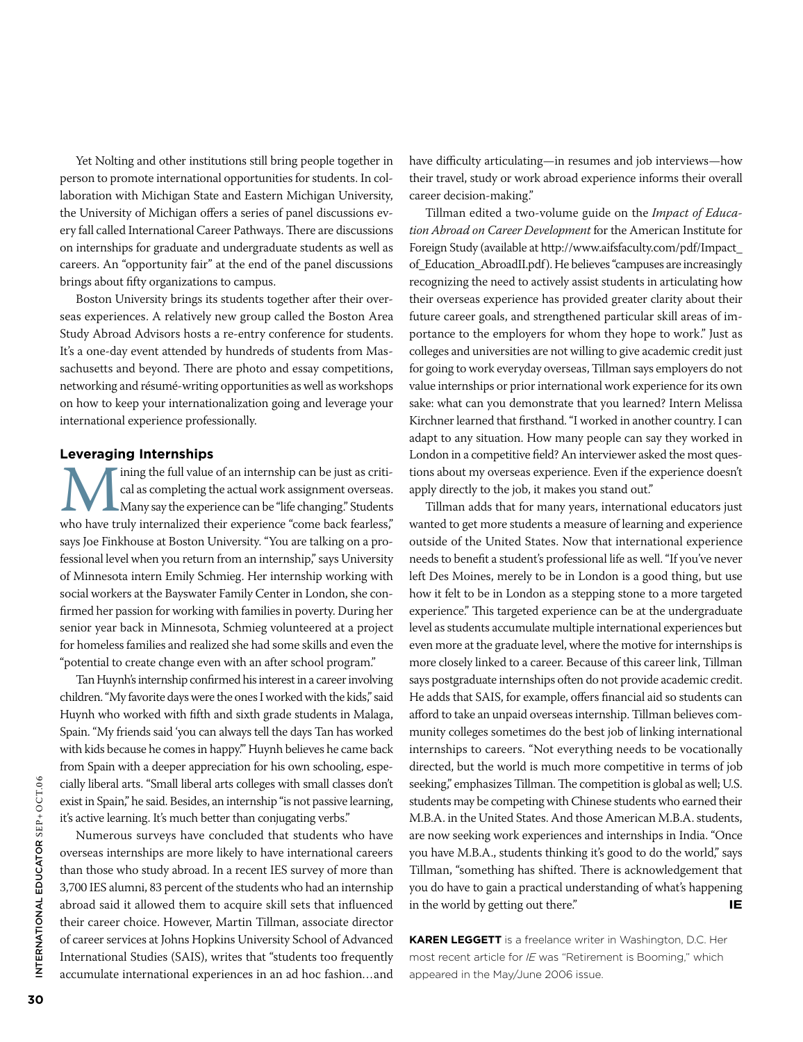Yet Nolting and other institutions still bring people together in person to promote international opportunities for students. In collaboration with Michigan State and Eastern Michigan University, the University of Michigan offers a series of panel discussions every fall called International Career Pathways. There are discussions on internships for graduate and undergraduate students as well as careers. An "opportunity fair" at the end of the panel discussions brings about fifty organizations to campus.

Boston University brings its students together after their overseas experiences. A relatively new group called the Boston Area Study Abroad Advisors hosts a re-entry conference for students. It's a one-day event attended by hundreds of students from Massachusetts and beyond. There are photo and essay competitions, networking and résumé-writing opportunities as well as workshops on how to keep your internationalization going and leverage your international experience professionally.

### Leveraging Internships

Mining the full value of an internship can be just as critical as completing the actual work assignment overseas. Many say the experience can be "life changing." Students who have truly internalized their experience "come back fearless," says Joe Finkhouse at Boston University. "You are talking on a professional level when you return from an internship," says University of Minnesota intern Emily Schmieg. Her internship working with social workers at the Bayswater Family Center in London, she confirmed her passion for working with families in poverty. During her senior year back in Minnesota, Schmieg volunteered at a project for homeless families and realized she had some skills and even the "potential to create change even with an after school program."

Tan Huynh's internship confirmed his interest in a career involving children. "My favorite days were the ones I worked with the kids," said Huynh who worked with fifth and sixth grade students in Malaga, Spain. "My friends said 'you can always tell the days Tan has worked with kids because he comes in happy.'" Huynh believes he came back from Spain with a deeper appreciation for his own schooling, especially liberal arts. "Small liberal arts colleges with small classes don't exist in Spain," he said. Besides, an internship "is not passive learning, it's active learning. It's much better than conjugating verbs."

Numerous surveys have concluded that students who have overseas internships are more likely to have international careers than those who study abroad. In a recent IES survey of more than 3,700 IES alumni, 83 percent of the students who had an internship abroad said it allowed them to acquire skill sets that influenced their career choice. However, Martin Tillman, associate director of career services at Johns Hopkins University School of Advanced International Studies (SAIS), writes that "students too frequently accumulate international experiences in an ad hoc fashion…and have difficulty articulating—in resumes and job interviews—how their travel, study or work abroad experience informs their overall career decision-making."

Tillman edited a two-volume guide on the *Impact of Education Abroad on Career Development* for the American Institute for Foreign Study (available at http://www.aifsfaculty.com/pdf/Impact_of_Education_AbroadII.pdf). He believes "campuses are increasingly recognizing the need to actively assist students in articulating how their overseas experience has provided greater clarity about their future career goals, and strengthened particular skill areas of importance to the employers for whom they hope to work." Just as colleges and universities are not willing to give academic credit just for going to work everyday overseas, Tillman says employers do not value internships or prior international work experience for its own sake: what can you demonstrate that you learned? Intern Melissa Kirchner learned that firsthand. "I worked in another country. I can adapt to any situation. How many people can say they worked in London in a competitive field? An interviewer asked the most questions about my overseas experience. Even if the experience doesn't apply directly to the job, it makes you stand out."

Tillman adds that for many years, international educators just wanted to get more students a measure of learning and experience outside of the United States. Now that international experience needs to benefit a student's professional life as well. "If you've never left Des Moines, merely to be in London is a good thing, but use how it felt to be in London as a stepping stone to a more targeted experience." This targeted experience can be at the undergraduate level as students accumulate multiple international experiences but even more at the graduate level, where the motive for internships is more closely linked to a career. Because of this career link, Tillman says postgraduate internships often do not provide academic credit. He adds that SAIS, for example, offers financial aid so students can afford to take an unpaid overseas internship. Tillman believes community colleges sometimes do the best job of linking international internships to careers. "Not everything needs to be vocationally directed, but the world is much more competitive in terms of job seeking," emphasizes Tillman. The competition is global as well; U.S. students may be competing with Chinese students who earned their M.B.A. in the United States. And those American M.B.A. students, are now seeking work experiences and internships in India. "Once you have M.B.A., students thinking it's good to do the world," says Tillman, "something has shifted. There is acknowledgement that you do have to gain a practical understanding of what's happening in the world by getting out there." **IE**

**KAREN LEGGETT** is a freelance writer in Washington, D.C. Her most recent article for *IE* was "Retirement is Booming," which appeared in the May/June 2006 issue.